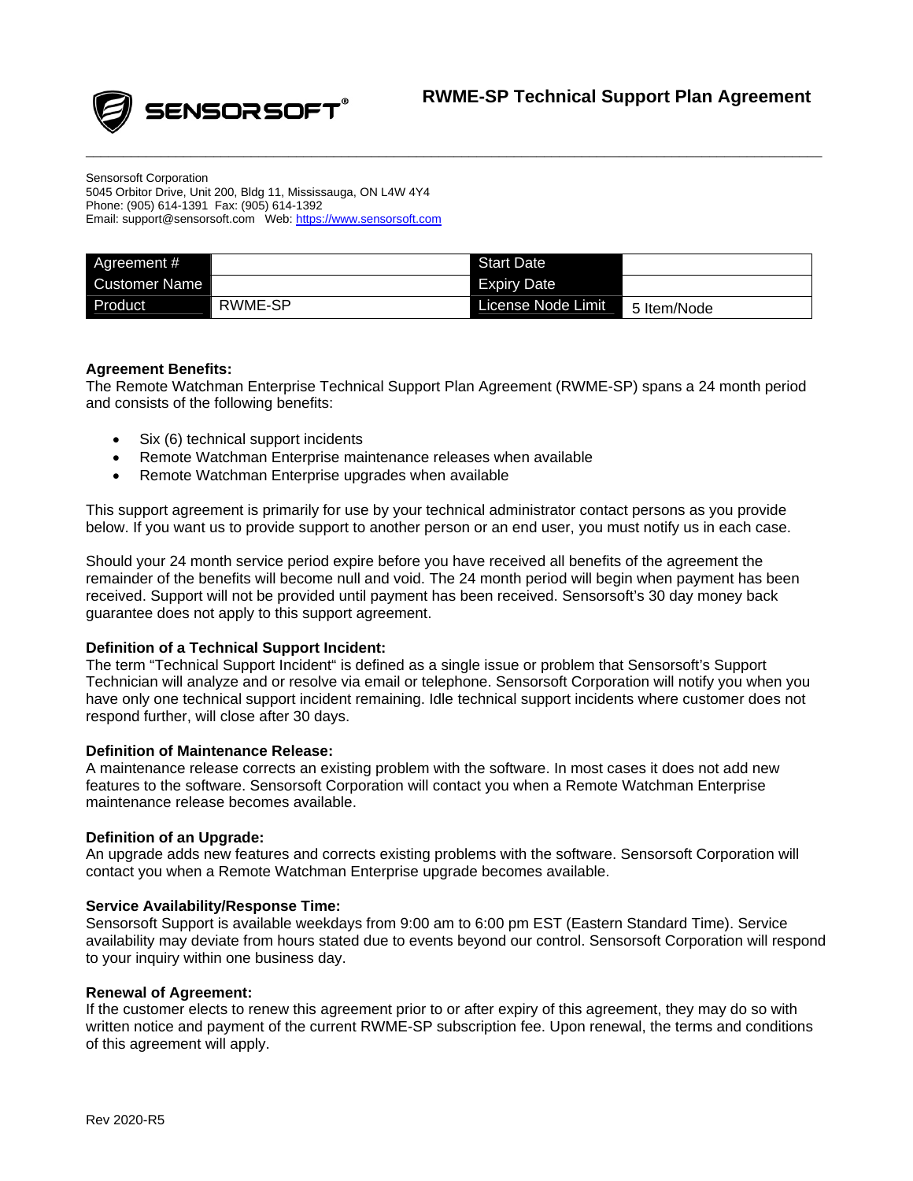# RWME-SP Technical Support Plan Agreement

Sensorsoft Corporation
5045 Orbitor Drive, Unit 200, Bldg 11, Mississauga, ON L4W 4Y4
Phone: (905) 614-1391 Fax: (905) 614-1392
Email: support@sensorsoft.com Web: https://www.sensorsoft.com

| Agreement # | | Start Date | |
|---|---|---|---|
| Customer Name | | Expiry Date | |
| Product | RWME-SP | License Node Limit | 5 Item/Node |

**Agreement Benefits:**
The Remote Watchman Enterprise Technical Support Plan Agreement (RWME-SP) spans a 24 month period and consists of the following benefits:

- Six (6) technical support incidents
- Remote Watchman Enterprise maintenance releases when available
- Remote Watchman Enterprise upgrades when available

This support agreement is primarily for use by your technical administrator contact persons as you provide below. If you want us to provide support to another person or an end user, you must notify us in each case.

Should your 24 month service period expire before you have received all benefits of the agreement the remainder of the benefits will become null and void. The 24 month period will begin when payment has been received. Support will not be provided until payment has been received. Sensorsoft's 30 day money back guarantee does not apply to this support agreement.

**Definition of a Technical Support Incident:**
The term "Technical Support Incident" is defined as a single issue or problem that Sensorsoft's Support Technician will analyze and or resolve via email or telephone. Sensorsoft Corporation will notify you when you have only one technical support incident remaining. Idle technical support incidents where customer does not respond further, will close after 30 days.

**Definition of Maintenance Release:**
A maintenance release corrects an existing problem with the software. In most cases it does not add new features to the software. Sensorsoft Corporation will contact you when a Remote Watchman Enterprise maintenance release becomes available.

**Definition of an Upgrade:**
An upgrade adds new features and corrects existing problems with the software. Sensorsoft Corporation will contact you when a Remote Watchman Enterprise upgrade becomes available.

**Service Availability/Response Time:**
Sensorsoft Support is available weekdays from 9:00 am to 6:00 pm EST (Eastern Standard Time). Service availability may deviate from hours stated due to events beyond our control. Sensorsoft Corporation will respond to your inquiry within one business day.

**Renewal of Agreement:**
If the customer elects to renew this agreement prior to or after expiry of this agreement, they may do so with written notice and payment of the current RWME-SP subscription fee. Upon renewal, the terms and conditions of this agreement will apply.

Rev 2020-R5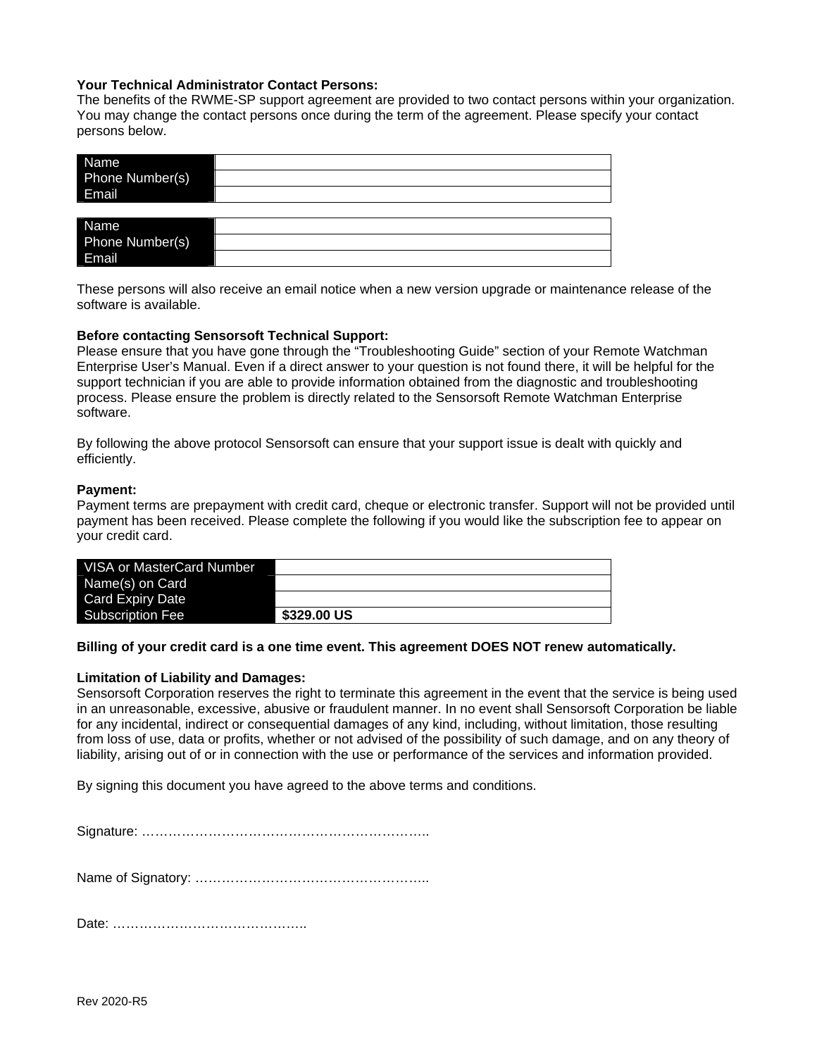**Your Technical Administrator Contact Persons:**
The benefits of the RWME-SP support agreement are provided to two contact persons within your organization. You may change the contact persons once during the term of the agreement. Please specify your contact persons below.

| | |
|---|---|
| Name | |
| Phone Number(s) | |
| Email | |

| | |
|---|---|
| Name | |
| Phone Number(s) | |
| Email | |

These persons will also receive an email notice when a new version upgrade or maintenance release of the software is available.

**Before contacting Sensorsoft Technical Support:**
Please ensure that you have gone through the "Troubleshooting Guide" section of your Remote Watchman Enterprise User's Manual. Even if a direct answer to your question is not found there, it will be helpful for the support technician if you are able to provide information obtained from the diagnostic and troubleshooting process. Please ensure the problem is directly related to the Sensorsoft Remote Watchman Enterprise software.

By following the above protocol Sensorsoft can ensure that your support issue is dealt with quickly and efficiently.

**Payment:**
Payment terms are prepayment with credit card, cheque or electronic transfer. Support will not be provided until payment has been received. Please complete the following if you would like the subscription fee to appear on your credit card.

| | |
|---|---|
| VISA or MasterCard Number | |
| Name(s) on Card | |
| Card Expiry Date | |
| Subscription Fee | **$329.00 US** |

**Billing of your credit card is a one time event. This agreement DOES NOT renew automatically.**

**Limitation of Liability and Damages:**
Sensorsoft Corporation reserves the right to terminate this agreement in the event that the service is being used in an unreasonable, excessive, abusive or fraudulent manner. In no event shall Sensorsoft Corporation be liable for any incidental, indirect or consequential damages of any kind, including, without limitation, those resulting from loss of use, data or profits, whether or not advised of the possibility of such damage, and on any theory of liability, arising out of or in connection with the use or performance of the services and information provided.

By signing this document you have agreed to the above terms and conditions.

Signature: …………………………………………………………..

Name of Signatory: ……………………………………………..

Date: ……………………………………..

Rev 2020-R5